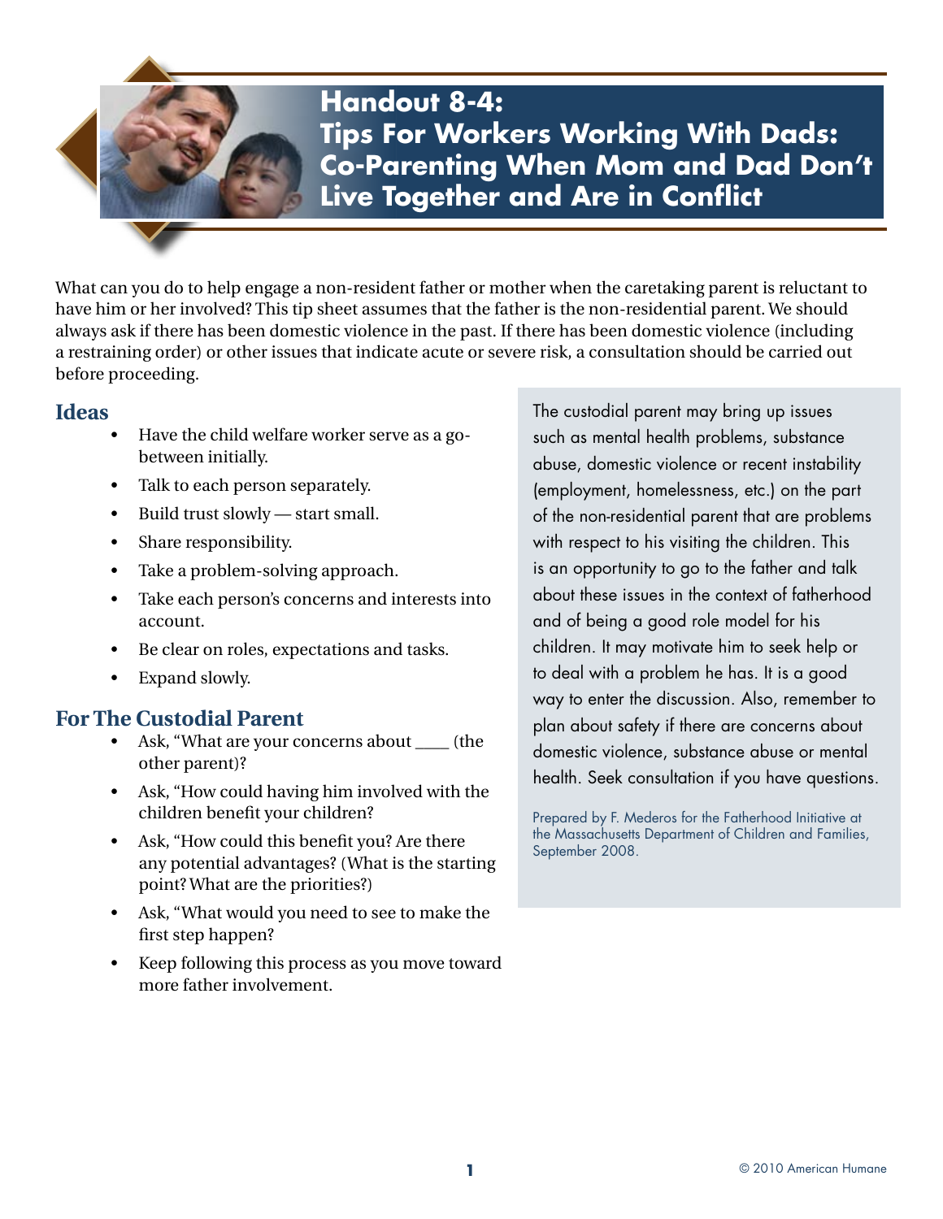# Handout 8-4: Tips For Workers Working With Dads: Co-Parenting When Mom and Dad Don't Live Together and Are in Conflict

What can you do to help engage a non-resident father or mother when the caretaking parent is reluctant to have him or her involved? This tip sheet assumes that the father is the non-residential parent. We should always ask if there has been domestic violence in the past. If there has been domestic violence (including a restraining order) or other issues that indicate acute or severe risk, a consultation should be carried out before proceeding.

## Ideas

- Have the child welfare worker serve as a go-between initially.
- Talk to each person separately.
- Build trust slowly — start small.
- Share responsibility.
- Take a problem-solving approach.
- Take each person's concerns and interests into account.
- Be clear on roles, expectations and tasks.
- Expand slowly.

## For The Custodial Parent

- Ask, "What are your concerns about ____ (the other parent)?
- Ask, "How could having him involved with the children benefit your children?
- Ask, "How could this benefit you? Are there any potential advantages? (What is the starting point? What are the priorities?)
- Ask, "What would you need to see to make the first step happen?
- Keep following this process as you move toward more father involvement.

The custodial parent may bring up issues such as mental health problems, substance abuse, domestic violence or recent instability (employment, homelessness, etc.) on the part of the non-residential parent that are problems with respect to his visiting the children. This is an opportunity to go to the father and talk about these issues in the context of fatherhood and of being a good role model for his children. It may motivate him to seek help or to deal with a problem he has. It is a good way to enter the discussion. Also, remember to plan about safety if there are concerns about domestic violence, substance abuse or mental health. Seek consultation if you have questions.

Prepared by F. Mederos for the Fatherhood Initiative at the Massachusetts Department of Children and Families, September 2008.

© 2010 American Humane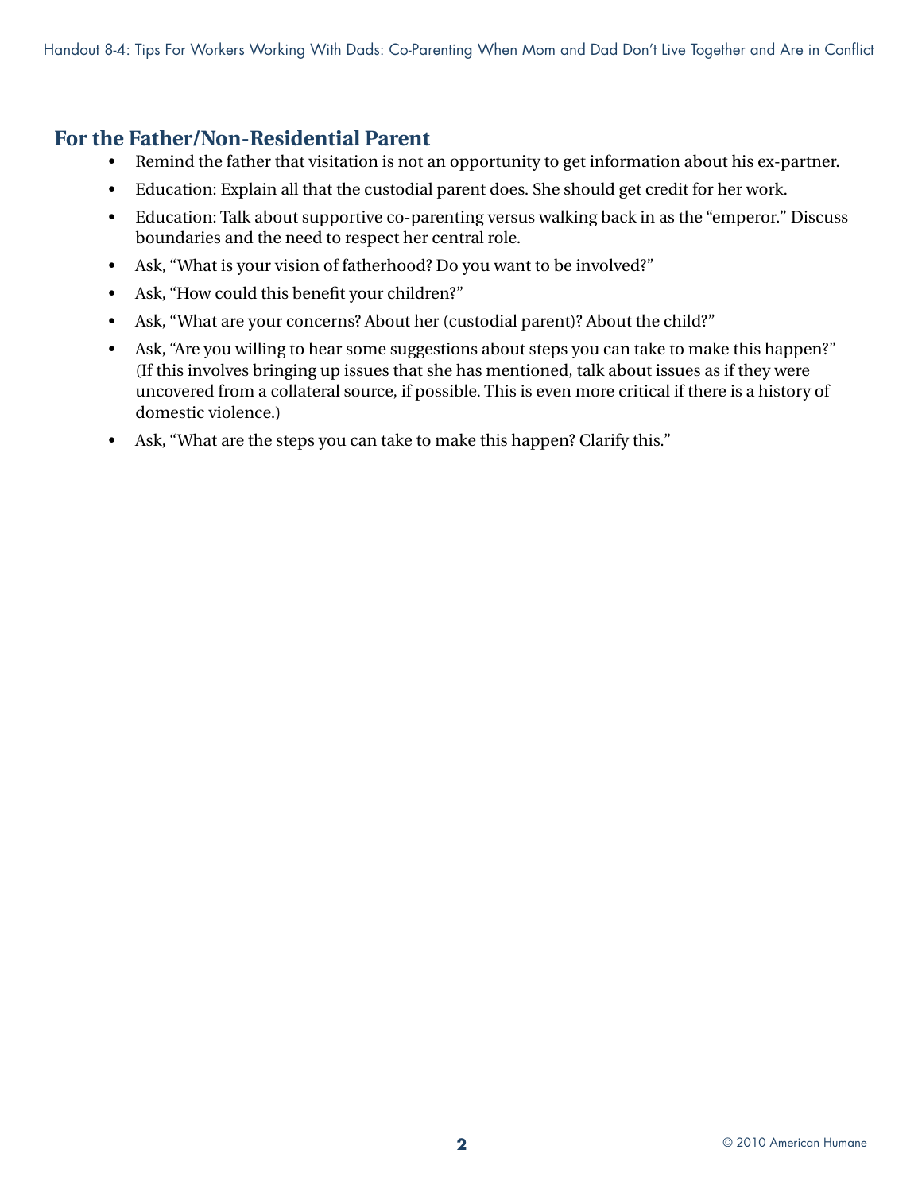## For the Father/Non-Residential Parent

- Remind the father that visitation is not an opportunity to get information about his ex-partner.
- Education: Explain all that the custodial parent does. She should get credit for her work.
- Education: Talk about supportive co-parenting versus walking back in as the "emperor." Discuss boundaries and the need to respect her central role.
- Ask, "What is your vision of fatherhood? Do you want to be involved?"
- Ask, "How could this benefit your children?"
- Ask, "What are your concerns? About her (custodial parent)? About the child?"
- Ask, "Are you willing to hear some suggestions about steps you can take to make this happen?" (If this involves bringing up issues that she has mentioned, talk about issues as if they were uncovered from a collateral source, if possible. This is even more critical if there is a history of domestic violence.)
- Ask, "What are the steps you can take to make this happen? Clarify this."